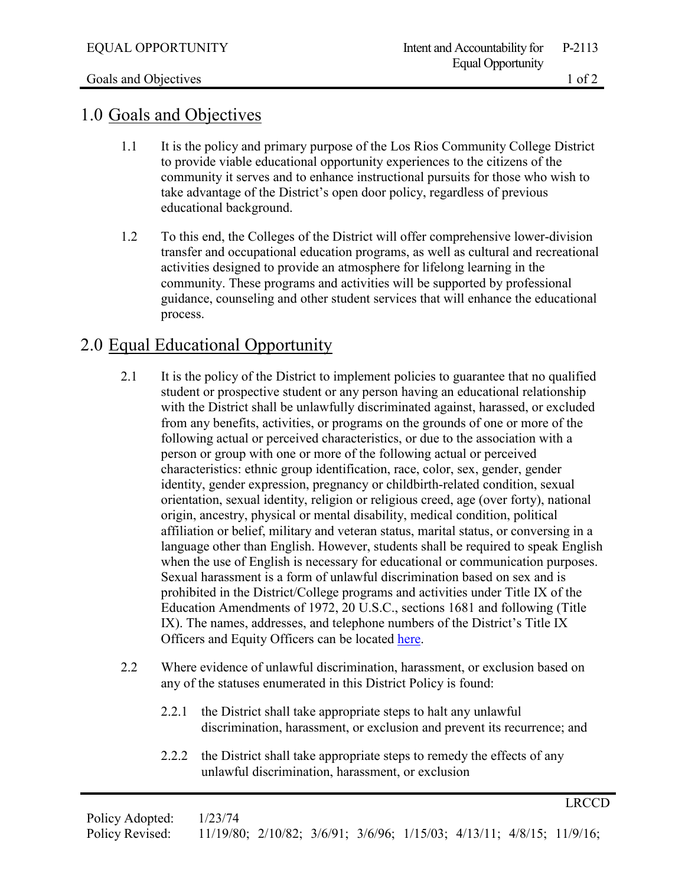## 1.0 Goals and Objectives

1.1 It is the policy and primary purpose of the Los Rios Community College District to provide viable educational opportunity experiences to the citizens of the community it serves and to enhance instructional pursuits for those who wish to take advantage of the District's open door policy, regardless of previous educational background.

1.2 To this end, the Colleges of the District will offer comprehensive lower-division transfer and occupational education programs, as well as cultural and recreational activities designed to provide an atmosphere for lifelong learning in the community. These programs and activities will be supported by professional guidance, counseling and other student services that will enhance the educational process.

## 2.0 Equal Educational Opportunity

2.1 It is the policy of the District to implement policies to guarantee that no qualified student or prospective student or any person having an educational relationship with the District shall be unlawfully discriminated against, harassed, or excluded from any benefits, activities, or programs on the grounds of one or more of the following actual or perceived characteristics, or due to the association with a person or group with one or more of the following actual or perceived characteristics: ethnic group identification, race, color, sex, gender, gender identity, gender expression, pregnancy or childbirth-related condition, sexual orientation, sexual identity, religion or religious creed, age (over forty), national origin, ancestry, physical or mental disability, medical condition, political affiliation or belief, military and veteran status, marital status, or conversing in a language other than English. However, students shall be required to speak English when the use of English is necessary for educational or communication purposes. Sexual harassment is a form of unlawful discrimination based on sex and is prohibited in the District/College programs and activities under Title IX of the Education Amendments of 1972, 20 U.S.C., sections 1681 and following (Title IX). The names, addresses, and telephone numbers of the District's Title IX Officers and Equity Officers can be located here.

2.2 Where evidence of unlawful discrimination, harassment, or exclusion based on any of the statuses enumerated in this District Policy is found:

2.2.1 the District shall take appropriate steps to halt any unlawful discrimination, harassment, or exclusion and prevent its recurrence; and

2.2.2 the District shall take appropriate steps to remedy the effects of any unlawful discrimination, harassment, or exclusion

Policy Adopted: 1/23/74
Policy Revised: 11/19/80; 2/10/82; 3/6/91; 3/6/96; 1/15/03; 4/13/11; 4/8/15; 11/9/16;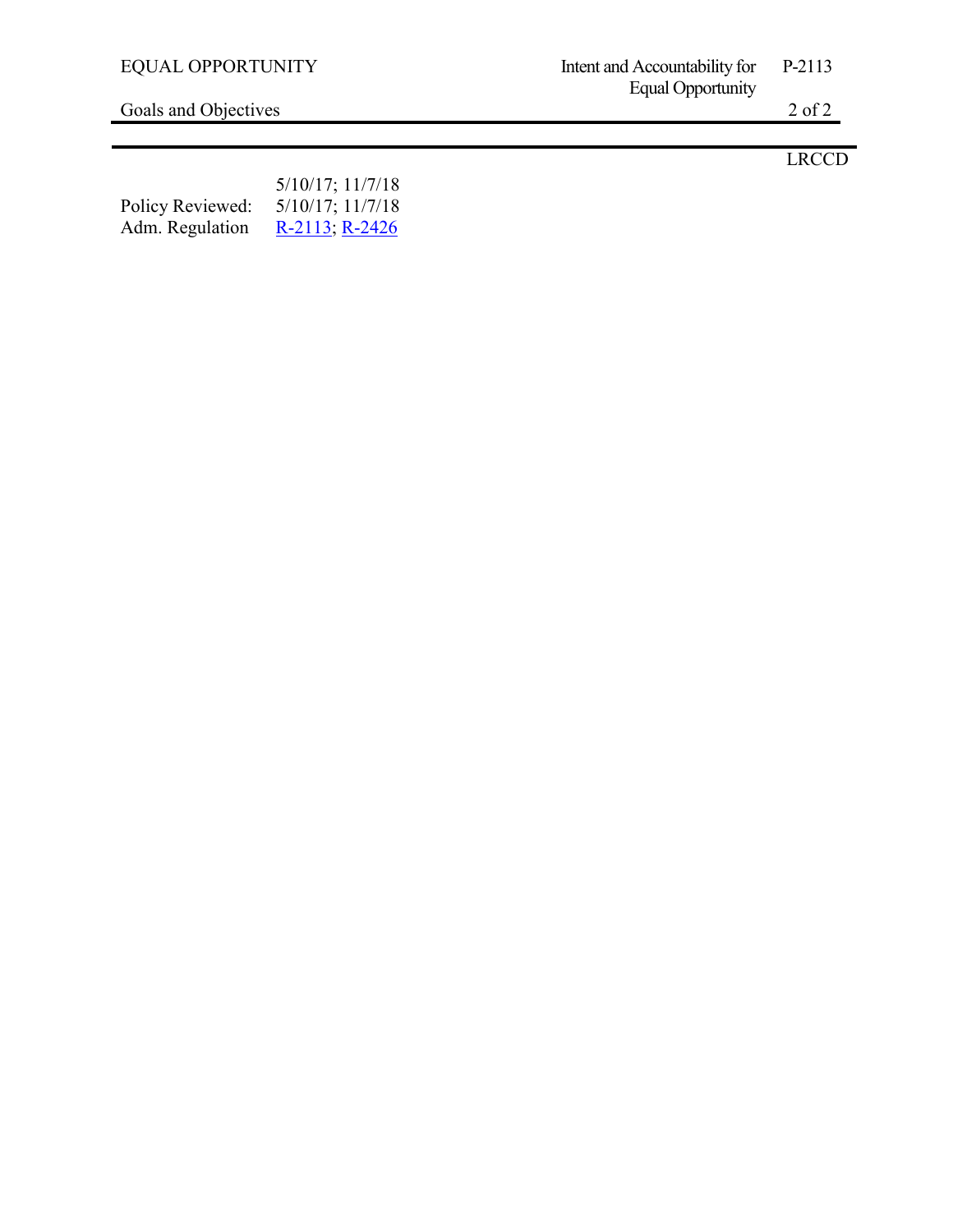| | |
|---|---|
| | 5/10/17; 11/7/18 |
| Policy Reviewed: | 5/10/17; 11/7/18 |
| Adm. Regulation | R-2113; R-2426 |